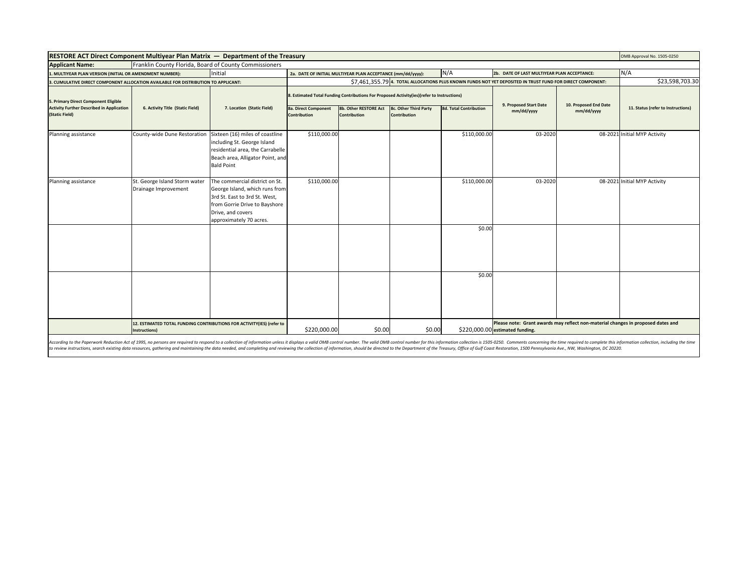| **RESTORE ACT Direct Component Multiyear Plan Matrix — Department of the Treasury** | | | | | | | | | | OMB Approval No. 1505-0250 |
|---|---|---|---|---|---|---|---|---|---|---|
| **Applicant Name:** | Franklin County Florida, Board of County Commissioners | | | | | | | | | |
| **1. MULTIYEAR PLAN VERSION (INITIAL OR AMENDMENT NUMBER):** | | Initial | **2a. DATE OF INITIAL MULTIYEAR PLAN ACCEPTANCE (mm/dd/yyyy):** | | | N/A | **2b. DATE OF LAST MULTIYEAR PLAN ACCEPTANCE:** | | | N/A |
| **3. CUMULATIVE DIRECT COMPONENT ALLOCATION AVAILABLE FOR DISTRIBUTION TO APPLICANT:** | | | | | $7,461,355.79 | **4. TOTAL ALLOCATIONS PLUS KNOWN FUNDS NOT YET DEPOSITED IN TRUST FUND FOR DIRECT COMPONENT:** | | | | $23,598,703.30 |
| **5. Primary Direct Component Eligible Activity Further Described in Application (Static Field)** | **6. Activity Title (Static Field)** | **7. Location (Static Field)** | **8. Estimated Total Funding Contributions For Proposed Activity(ies)(refer to Instructions)** | | | | **9. Proposed Start Date mm/dd/yyyy** | **10. Proposed End Date mm/dd/yyyy** | **11. Status (refer to Instructions)** | |
| | | | **8a. Direct Component Contribution** | **8b. Other RESTORE Act Contribution** | **8c. Other Third Party Contribution** | **8d. Total Contribution** | | | | |
| Planning assistance | County-wide Dune Restoration | Sixteen (16) miles of coastline including St. George Island residential area, the Carrabelle Beach area, Alligator Point, and Bald Point | $110,000.00 | | | $110,000.00 | 03-2020 | 08-2021 | Initial MYP Activity | |
| Planning assistance | St. George Island Storm water Drainage Improvement | The commercial district on St. George Island, which runs from 3rd St. East to 3rd St. West, from Gorrie Drive to Bayshore Drive, and covers approximately 70 acres. | $110,000.00 | | | $110,000.00 | 03-2020 | 08-2021 | Initial MYP Activity | |
| | | | | | | $0.00 | | | | |
| | | | | | | $0.00 | | | | |
| | **12. ESTIMATED TOTAL FUNDING CONTRIBUTIONS FOR ACTIVITY(IES) (refer to Instructions)** | | $220,000.00 | $0.00 | $0.00 | $220,000.00 | **Please note: Grant awards may reflect non-material changes in proposed dates and estimated funding.** | | | |

*According to the Paperwork Reduction Act of 1995, no persons are required to respond to a collection of information unless it displays a valid OMB control number. The valid OMB control number for this information collection is 1505-0250. Comments concerning the time required to complete this information collection, including the time to review instructions, search existing data resources, gathering and maintaining the data needed, and completing and reviewing the collection of information, should be directed to the Department of the Treasury, Office of Gulf Coast Restoration, 1500 Pennsylvania Ave., NW, Washington, DC 20220.*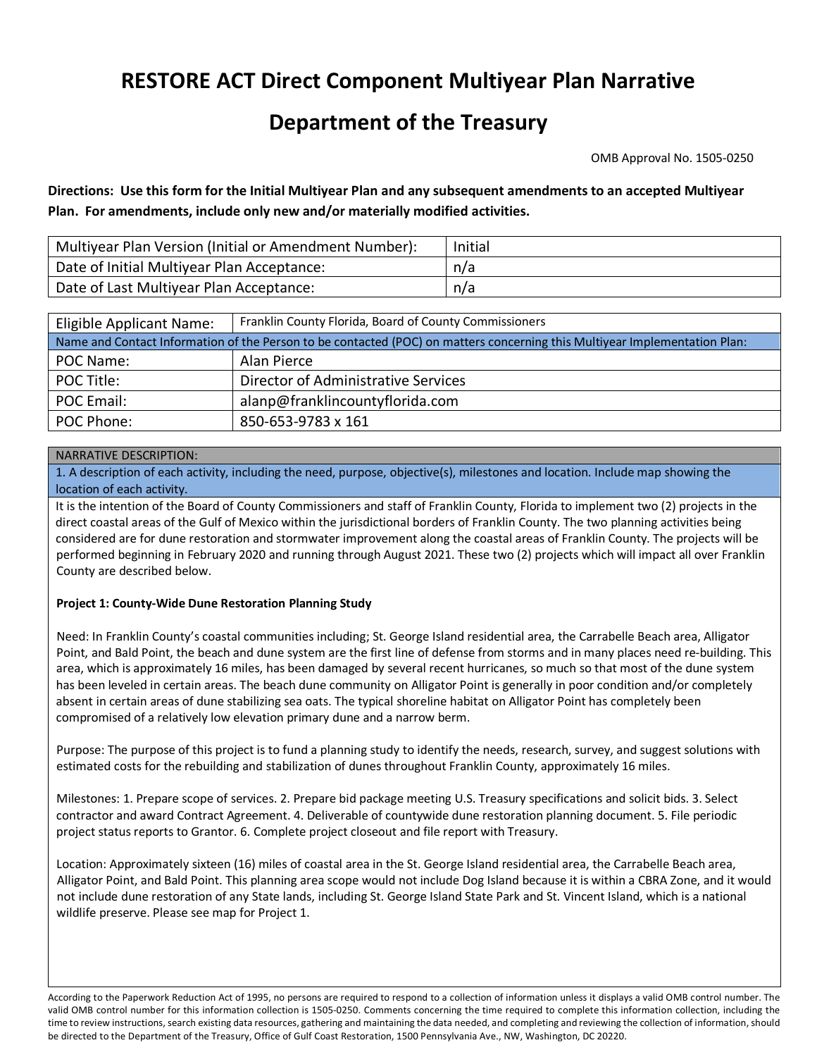# RESTORE ACT Direct Component Multiyear Plan Narrative

# Department of the Treasury

OMB Approval No. 1505-0250

**Directions: Use this form for the Initial Multiyear Plan and any subsequent amendments to an accepted Multiyear Plan. For amendments, include only new and/or materially modified activities.**

| Multiyear Plan Version (Initial or Amendment Number): | Initial |
|---|---|
| Date of Initial Multiyear Plan Acceptance: | n/a |
| Date of Last Multiyear Plan Acceptance: | n/a |

| Eligible Applicant Name: | Franklin County Florida, Board of County Commissioners |
|---|---|
| Name and Contact Information of the Person to be contacted (POC) on matters concerning this Multiyear Implementation Plan: | |
| POC Name: | Alan Pierce |
| POC Title: | Director of Administrative Services |
| POC Email: | alanp@franklincountyflorida.com |
| POC Phone: | 850-653-9783 x 161 |

NARRATIVE DESCRIPTION:

1. A description of each activity, including the need, purpose, objective(s), milestones and location. Include map showing the location of each activity.

It is the intention of the Board of County Commissioners and staff of Franklin County, Florida to implement two (2) projects in the direct coastal areas of the Gulf of Mexico within the jurisdictional borders of Franklin County. The two planning activities being considered are for dune restoration and stormwater improvement along the coastal areas of Franklin County. The projects will be performed beginning in February 2020 and running through August 2021. These two (2) projects which will impact all over Franklin County are described below.

**Project 1: County-Wide Dune Restoration Planning Study**

Need: In Franklin County's coastal communities including; St. George Island residential area, the Carrabelle Beach area, Alligator Point, and Bald Point, the beach and dune system are the first line of defense from storms and in many places need re-building. This area, which is approximately 16 miles, has been damaged by several recent hurricanes, so much so that most of the dune system has been leveled in certain areas. The beach dune community on Alligator Point is generally in poor condition and/or completely absent in certain areas of dune stabilizing sea oats. The typical shoreline habitat on Alligator Point has completely been compromised of a relatively low elevation primary dune and a narrow berm.

Purpose: The purpose of this project is to fund a planning study to identify the needs, research, survey, and suggest solutions with estimated costs for the rebuilding and stabilization of dunes throughout Franklin County, approximately 16 miles.

Milestones: 1. Prepare scope of services. 2. Prepare bid package meeting U.S. Treasury specifications and solicit bids. 3. Select contractor and award Contract Agreement. 4. Deliverable of countywide dune restoration planning document. 5. File periodic project status reports to Grantor. 6. Complete project closeout and file report with Treasury.

Location: Approximately sixteen (16) miles of coastal area in the St. George Island residential area, the Carrabelle Beach area, Alligator Point, and Bald Point. This planning area scope would not include Dog Island because it is within a CBRA Zone, and it would not include dune restoration of any State lands, including St. George Island State Park and St. Vincent Island, which is a national wildlife preserve. Please see map for Project 1.

According to the Paperwork Reduction Act of 1995, no persons are required to respond to a collection of information unless it displays a valid OMB control number. The valid OMB control number for this information collection is 1505-0250. Comments concerning the time required to complete this information collection, including the time to review instructions, search existing data resources, gathering and maintaining the data needed, and completing and reviewing the collection of information, should be directed to the Department of the Treasury, Office of Gulf Coast Restoration, 1500 Pennsylvania Ave., NW, Washington, DC 20220.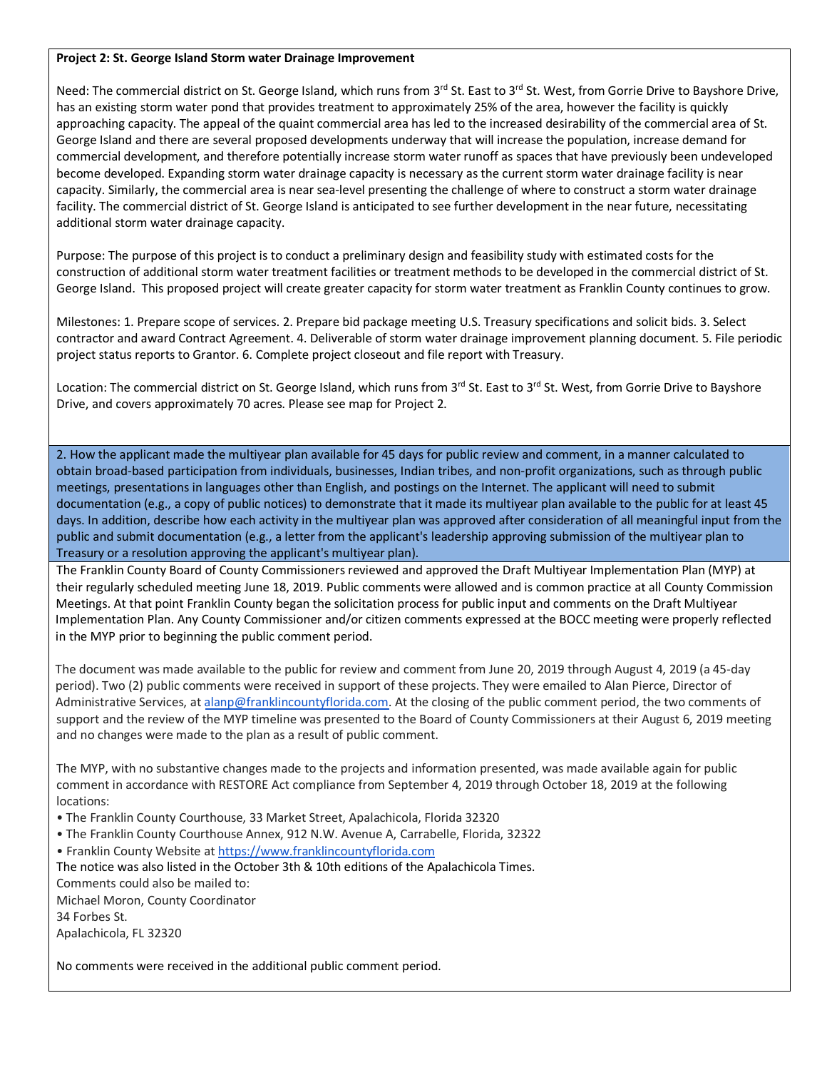**Project 2: St. George Island Storm water Drainage Improvement**

Need: The commercial district on St. George Island, which runs from 3rd St. East to 3rd St. West, from Gorrie Drive to Bayshore Drive, has an existing storm water pond that provides treatment to approximately 25% of the area, however the facility is quickly approaching capacity. The appeal of the quaint commercial area has led to the increased desirability of the commercial area of St. George Island and there are several proposed developments underway that will increase the population, increase demand for commercial development, and therefore potentially increase storm water runoff as spaces that have previously been undeveloped become developed. Expanding storm water drainage capacity is necessary as the current storm water drainage facility is near capacity. Similarly, the commercial area is near sea-level presenting the challenge of where to construct a storm water drainage facility. The commercial district of St. George Island is anticipated to see further development in the near future, necessitating additional storm water drainage capacity.

Purpose: The purpose of this project is to conduct a preliminary design and feasibility study with estimated costs for the construction of additional storm water treatment facilities or treatment methods to be developed in the commercial district of St. George Island. This proposed project will create greater capacity for storm water treatment as Franklin County continues to grow.

Milestones: 1. Prepare scope of services. 2. Prepare bid package meeting U.S. Treasury specifications and solicit bids. 3. Select contractor and award Contract Agreement. 4. Deliverable of storm water drainage improvement planning document. 5. File periodic project status reports to Grantor. 6. Complete project closeout and file report with Treasury.

Location: The commercial district on St. George Island, which runs from 3rd St. East to 3rd St. West, from Gorrie Drive to Bayshore Drive, and covers approximately 70 acres. Please see map for Project 2.

2. How the applicant made the multiyear plan available for 45 days for public review and comment, in a manner calculated to obtain broad-based participation from individuals, businesses, Indian tribes, and non-profit organizations, such as through public meetings, presentations in languages other than English, and postings on the Internet. The applicant will need to submit documentation (e.g., a copy of public notices) to demonstrate that it made its multiyear plan available to the public for at least 45 days. In addition, describe how each activity in the multiyear plan was approved after consideration of all meaningful input from the public and submit documentation (e.g., a letter from the applicant's leadership approving submission of the multiyear plan to Treasury or a resolution approving the applicant's multiyear plan).

The Franklin County Board of County Commissioners reviewed and approved the Draft Multiyear Implementation Plan (MYP) at their regularly scheduled meeting June 18, 2019. Public comments were allowed and is common practice at all County Commission Meetings. At that point Franklin County began the solicitation process for public input and comments on the Draft Multiyear Implementation Plan. Any County Commissioner and/or citizen comments expressed at the BOCC meeting were properly reflected in the MYP prior to beginning the public comment period.

The document was made available to the public for review and comment from June 20, 2019 through August 4, 2019 (a 45-day period). Two (2) public comments were received in support of these projects. They were emailed to Alan Pierce, Director of Administrative Services, at alanp@franklincountyflorida.com. At the closing of the public comment period, the two comments of support and the review of the MYP timeline was presented to the Board of County Commissioners at their August 6, 2019 meeting and no changes were made to the plan as a result of public comment.

The MYP, with no substantive changes made to the projects and information presented, was made available again for public comment in accordance with RESTORE Act compliance from September 4, 2019 through October 18, 2019 at the following locations:

- The Franklin County Courthouse, 33 Market Street, Apalachicola, Florida 32320
- The Franklin County Courthouse Annex, 912 N.W. Avenue A, Carrabelle, Florida, 32322
- Franklin County Website at https://www.franklincountyflorida.com

The notice was also listed in the October 3th & 10th editions of the Apalachicola Times.
Comments could also be mailed to:
Michael Moron, County Coordinator
34 Forbes St.
Apalachicola, FL 32320

No comments were received in the additional public comment period.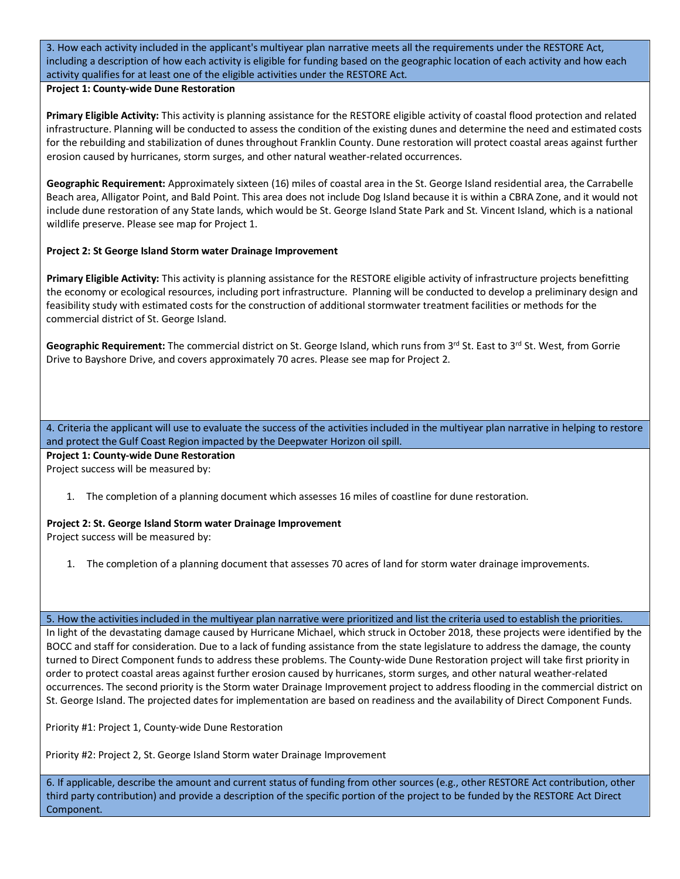**3. How each activity included in the applicant's multiyear plan narrative meets all the requirements under the RESTORE Act, including a description of how each activity is eligible for funding based on the geographic location of each activity and how each activity qualifies for at least one of the eligible activities under the RESTORE Act.**

**Project 1: County-wide Dune Restoration**

**Primary Eligible Activity:** This activity is planning assistance for the RESTORE eligible activity of coastal flood protection and related infrastructure. Planning will be conducted to assess the condition of the existing dunes and determine the need and estimated costs for the rebuilding and stabilization of dunes throughout Franklin County. Dune restoration will protect coastal areas against further erosion caused by hurricanes, storm surges, and other natural weather-related occurrences.

**Geographic Requirement:** Approximately sixteen (16) miles of coastal area in the St. George Island residential area, the Carrabelle Beach area, Alligator Point, and Bald Point. This area does not include Dog Island because it is within a CBRA Zone, and it would not include dune restoration of any State lands, which would be St. George Island State Park and St. Vincent Island, which is a national wildlife preserve. Please see map for Project 1.

**Project 2: St George Island Storm water Drainage Improvement**

**Primary Eligible Activity:** This activity is planning assistance for the RESTORE eligible activity of infrastructure projects benefitting the economy or ecological resources, including port infrastructure. Planning will be conducted to develop a preliminary design and feasibility study with estimated costs for the construction of additional stormwater treatment facilities or methods for the commercial district of St. George Island.

**Geographic Requirement:** The commercial district on St. George Island, which runs from 3rd St. East to 3rd St. West, from Gorrie Drive to Bayshore Drive, and covers approximately 70 acres. Please see map for Project 2.

**4. Criteria the applicant will use to evaluate the success of the activities included in the multiyear plan narrative in helping to restore and protect the Gulf Coast Region impacted by the Deepwater Horizon oil spill.**

**Project 1: County-wide Dune Restoration**

Project success will be measured by:

1. The completion of a planning document which assesses 16 miles of coastline for dune restoration.

**Project 2: St. George Island Storm water Drainage Improvement**

Project success will be measured by:

1. The completion of a planning document that assesses 70 acres of land for storm water drainage improvements.

**5. How the activities included in the multiyear plan narrative were prioritized and list the criteria used to establish the priorities.**

In light of the devastating damage caused by Hurricane Michael, which struck in October 2018, these projects were identified by the BOCC and staff for consideration. Due to a lack of funding assistance from the state legislature to address the damage, the county turned to Direct Component funds to address these problems. The County-wide Dune Restoration project will take first priority in order to protect coastal areas against further erosion caused by hurricanes, storm surges, and other natural weather-related occurrences. The second priority is the Storm water Drainage Improvement project to address flooding in the commercial district on St. George Island. The projected dates for implementation are based on readiness and the availability of Direct Component Funds.

Priority #1: Project 1, County-wide Dune Restoration

Priority #2: Project 2, St. George Island Storm water Drainage Improvement

**6. If applicable, describe the amount and current status of funding from other sources (e.g., other RESTORE Act contribution, other third party contribution) and provide a description of the specific portion of the project to be funded by the RESTORE Act Direct Component.**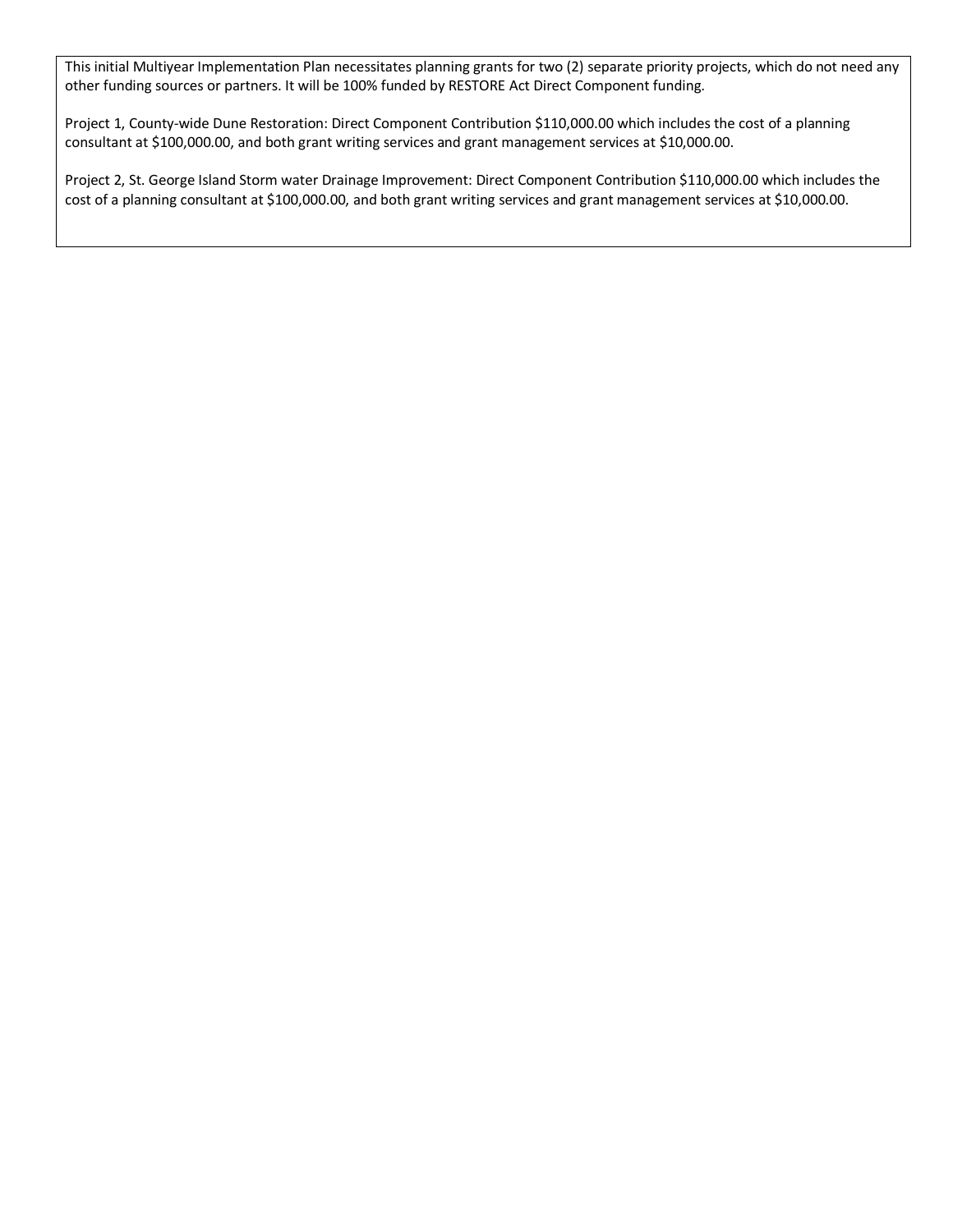This initial Multiyear Implementation Plan necessitates planning grants for two (2) separate priority projects, which do not need any other funding sources or partners. It will be 100% funded by RESTORE Act Direct Component funding.

Project 1, County-wide Dune Restoration: Direct Component Contribution $110,000.00 which includes the cost of a planning consultant at $100,000.00, and both grant writing services and grant management services at $10,000.00.

Project 2, St. George Island Storm water Drainage Improvement: Direct Component Contribution $110,000.00 which includes the cost of a planning consultant at $100,000.00, and both grant writing services and grant management services at $10,000.00.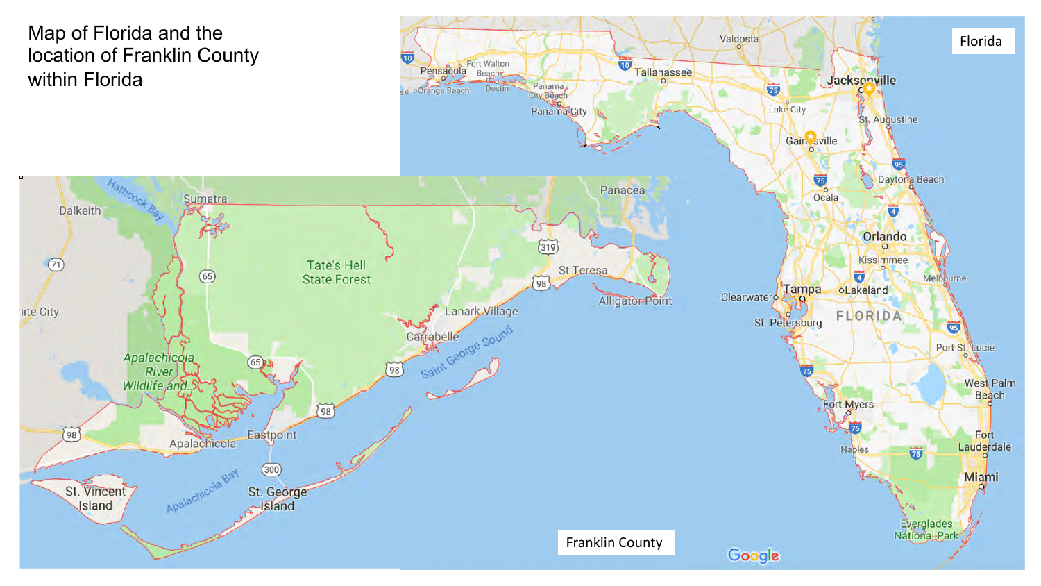Map of Florida and the location of Franklin County within Florida

Florida

Franklin County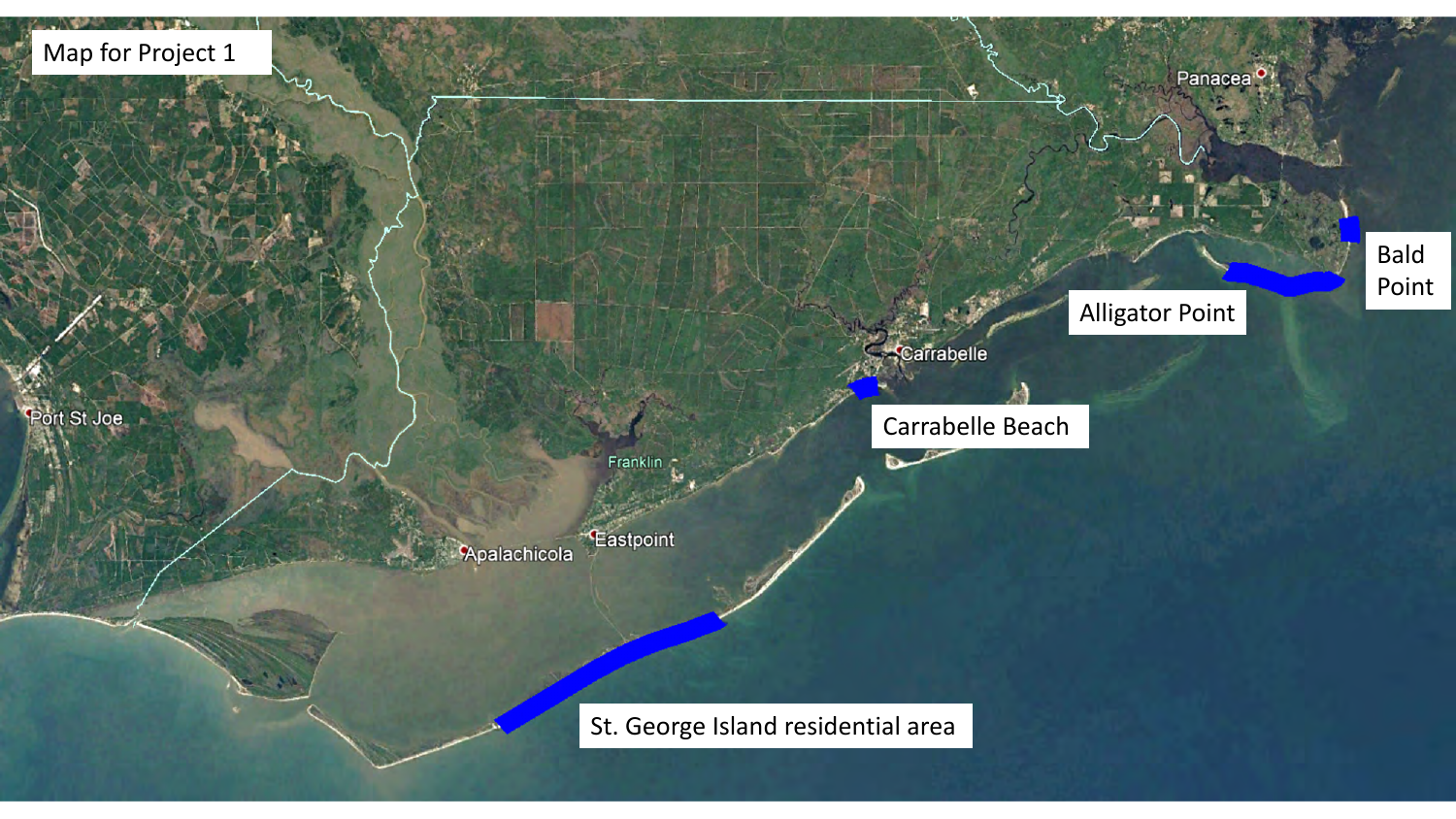Map for Project 1

Panacea

Bald Point

Alligator Point

Carrabelle

Carrabelle Beach

Port St Joe

Franklin

Eastpoint

Apalachicola

St. George Island residential area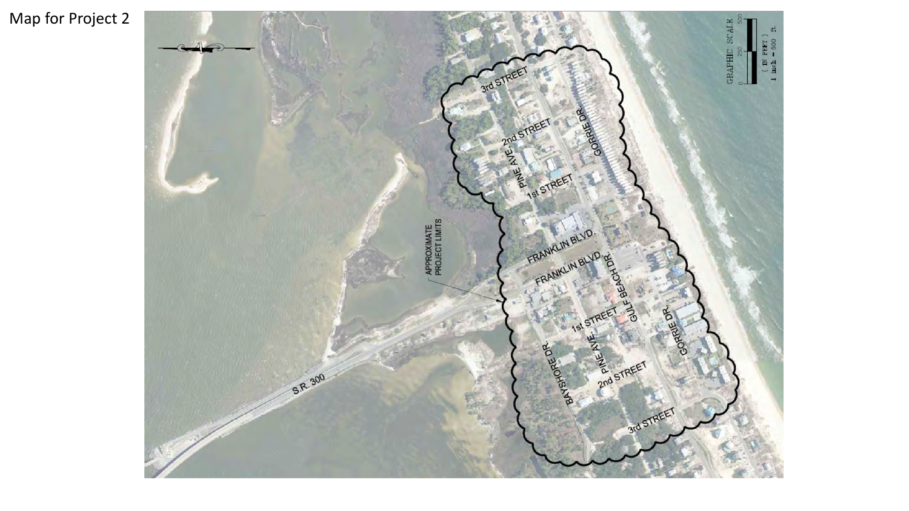Map for Project 2

APPROXIMATE PROJECT LIMITS

3rd STREET

2nd STREET

1st STREET

PINE AVE.

GORRIE DR.

FRANKLIN BLVD.

FRANKLIN BLVD

GULF BEACH DR.

1st STREET

PINE AVE.

GORRIE DR.

BAYSHORE DR.

2nd STREET

3rd STREET

S.R. 300

GRAPHIC SCALE

0 250 500

( IN FEET )

1 inch = 500 ft.